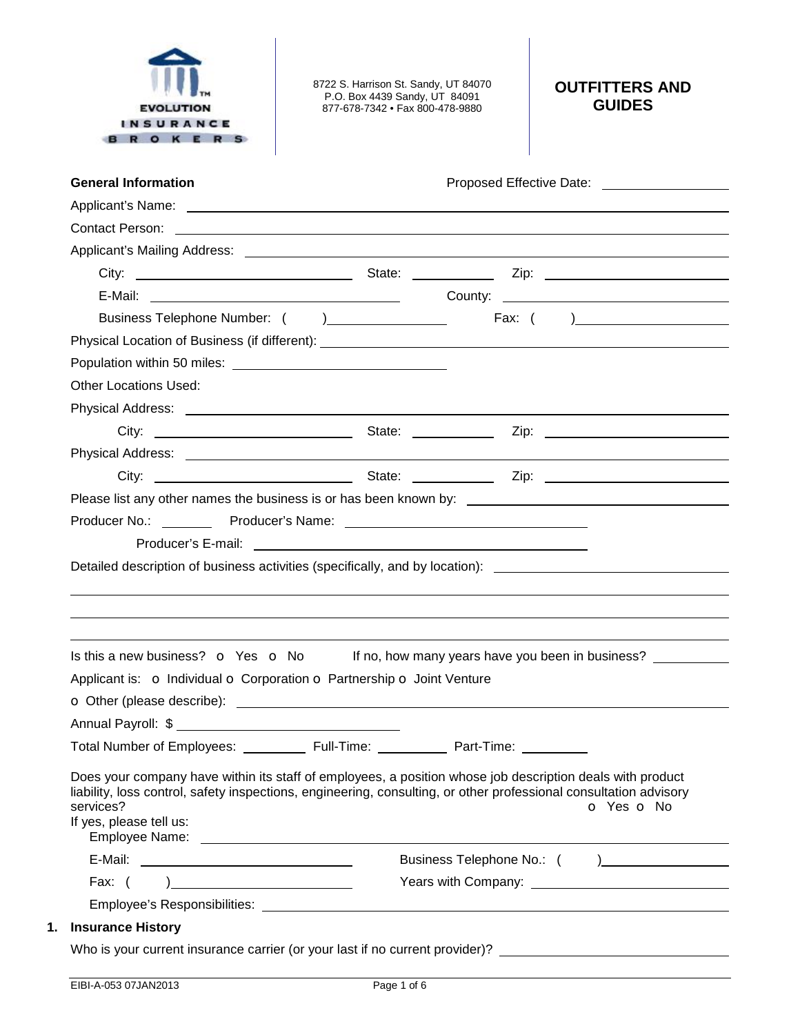EVOLUTION INSURANCE BROKERS

8722 S. Harrison St. Sandy, UT 84070
P.O. Box 4439 Sandy, UT 84091
877-678-7342 • Fax 800-478-9880

# OUTFITTERS AND GUIDES

**General Information** Proposed Effective Date: ____________

Applicant's Name: ____________

Contact Person: ____________

Applicant's Mailing Address: ____________

City: ____________ State: ____________ Zip: ____________

E-Mail: ____________ County: ____________

Business Telephone Number: ( ) ____________ Fax: ( ) ____________

Physical Location of Business (if different): ____________

Population within 50 miles: ____________

Other Locations Used:

Physical Address: ____________

City: ____________ State: ____________ Zip: ____________

Physical Address: ____________

City: ____________ State: ____________ Zip: ____________

Please list any other names the business is or has been known by: ____________

Producer No.: ________ Producer's Name: ____________

Producer's E-mail: ____________

Detailed description of business activities (specifically, and by location): ____________

____________

____________

____________

Is this a new business? o Yes o No If no, how many years have you been in business? ____________

Applicant is: o Individual o Corporation o Partnership o Joint Venture

o Other (please describe): ____________

Annual Payroll: $ ____________

Total Number of Employees: ________ Full-Time: ________ Part-Time: ________

Does your company have within its staff of employees, a position whose job description deals with product liability, loss control, safety inspections, engineering, consulting, or other professional consultation advisory services? o Yes o No

If yes, please tell us:

Employee Name: ____________

E-Mail: ____________ Business Telephone No.: ( ) ____________

Fax: ( ) ____________ Years with Company: ____________

Employee's Responsibilities: ____________

## 1. Insurance History

Who is your current insurance carrier (or your last if no current provider)? ____________

EIBI-A-053 07JAN2013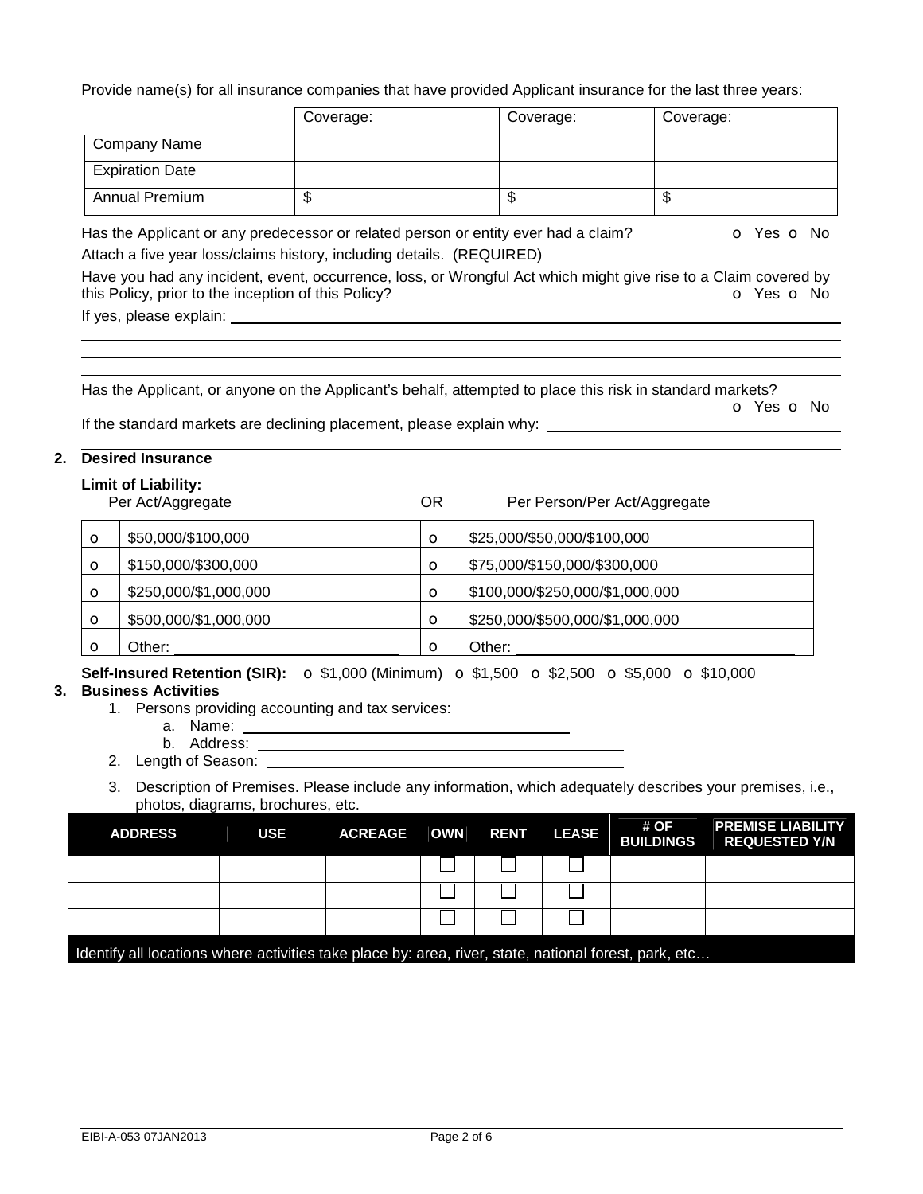Provide name(s) for all insurance companies that have provided Applicant insurance for the last three years:

| | Coverage: | Coverage: | Coverage: |
|---|---|---|---|
| Company Name | | | |
| Expiration Date | | | |
| Annual Premium | $ | $ | $ |

Has the Applicant or any predecessor or related person or entity ever had a claim? o Yes o No

Attach a five year loss/claims history, including details. (REQUIRED)

Have you had any incident, event, occurrence, loss, or Wrongful Act which might give rise to a Claim covered by this Policy, prior to the inception of this Policy? o Yes o No

If yes, please explain: \_\_\_\_\_\_\_\_\_\_\_\_\_\_\_\_\_\_\_\_\_\_\_\_\_\_\_\_\_\_\_\_\_\_\_\_\_\_\_\_

Has the Applicant, or anyone on the Applicant's behalf, attempted to place this risk in standard markets? o Yes o No

If the standard markets are declining placement, please explain why: \_\_\_\_\_\_\_\_\_\_\_\_\_\_\_\_\_\_\_\_

## 2. Desired Insurance

**Limit of Liability:**

| | Per Act/Aggregate | | OR Per Person/Per Act/Aggregate |
|---|---|---|---|
| o | $50,000/$100,000 | o | $25,000/$50,000/$100,000 |
| o | $150,000/$300,000 | o | $75,000/$150,000/$300,000 |
| o | $250,000/$1,000,000 | o | $100,000/$250,000/$1,000,000 |
| o | $500,000/$1,000,000 | o | $250,000/$500,000/$1,000,000 |
| o | Other: \_\_\_\_\_\_\_\_\_\_ | o | Other: \_\_\_\_\_\_\_\_\_\_ |

**Self-Insured Retention (SIR):** o $1,000 (Minimum) o $1,500 o $2,500 o $5,000 o $10,000

## 3. Business Activities

1. Persons providing accounting and tax services:
   a. Name: \_\_\_\_\_\_\_\_\_\_\_\_\_\_\_\_\_\_\_\_
   b. Address: \_\_\_\_\_\_\_\_\_\_\_\_\_\_\_\_\_\_\_\_
2. Length of Season: \_\_\_\_\_\_\_\_\_\_\_\_\_\_\_\_\_\_\_\_
3. Description of Premises. Please include any information, which adequately describes your premises, i.e., photos, diagrams, brochures, etc.

| ADDRESS | USE | ACREAGE | OWN | RENT | LEASE | # OF BUILDINGS | PREMISE LIABILITY REQUESTED Y/N |
|---|---|---|---|---|---|---|---|
| | | | ☐ | ☐ | ☐ | | |
| | | | ☐ | ☐ | ☐ | | |
| | | | ☐ | ☐ | ☐ | | |

Identify all locations where activities take place by: area, river, state, national forest, park, etc…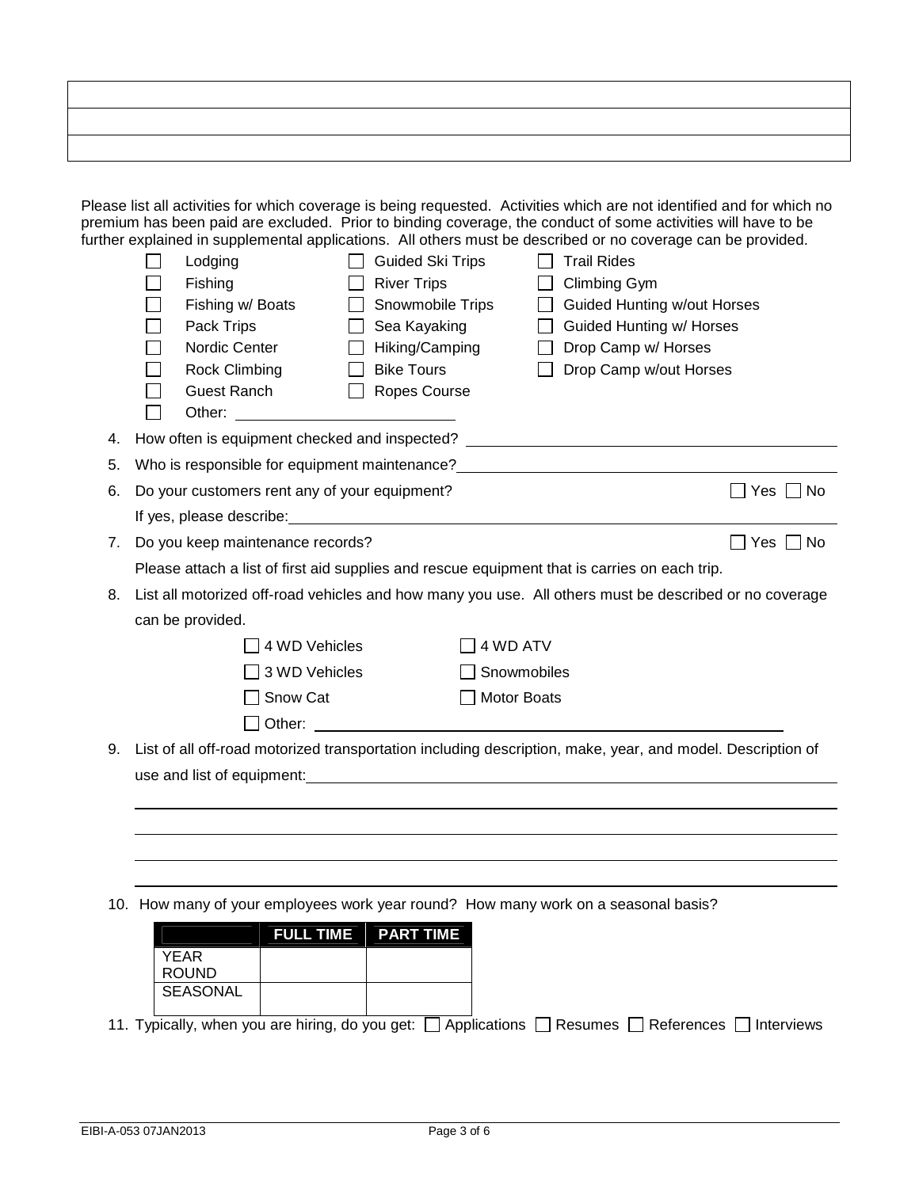| |
|---|
| |
| |
| |

Please list all activities for which coverage is being requested. Activities which are not identified and for which no premium has been paid are excluded. Prior to binding coverage, the conduct of some activities will have to be further explained in supplemental applications. All others must be described or no coverage can be provided.

- ☐ Lodging
- ☐ Fishing
- ☐ Fishing w/ Boats
- ☐ Pack Trips
- ☐ Nordic Center
- ☐ Rock Climbing
- ☐ Guest Ranch
- ☐ Other: ____________________
- ☐ Guided Ski Trips
- ☐ River Trips
- ☐ Snowmobile Trips
- ☐ Sea Kayaking
- ☐ Hiking/Camping
- ☐ Bike Tours
- ☐ Ropes Course
- ☐ Trail Rides
- ☐ Climbing Gym
- ☐ Guided Hunting w/out Horses
- ☐ Guided Hunting w/ Horses
- ☐ Drop Camp w/ Horses
- ☐ Drop Camp w/out Horses

4. How often is equipment checked and inspected? ____________________

5. Who is responsible for equipment maintenance? ____________________

6. Do your customers rent any of your equipment? ☐ Yes ☐ No

   If yes, please describe: ____________________

7. Do you keep maintenance records? ☐ Yes ☐ No

   Please attach a list of first aid supplies and rescue equipment that is carries on each trip.

8. List all motorized off-road vehicles and how many you use. All others must be described or no coverage can be provided.

   - ☐ 4 WD Vehicles
   - ☐ 3 WD Vehicles
   - ☐ Snow Cat
   - ☐ Other: ____________________
   - ☐ 4 WD ATV
   - ☐ Snowmobiles
   - ☐ Motor Boats

9. List of all off-road motorized transportation including description, make, year, and model. Description of use and list of equipment: ____________________

   ____________________

   ____________________

   ____________________

   ____________________

10. How many of your employees work year round? How many work on a seasonal basis?

| | FULL TIME | PART TIME |
|---|---|---|
| YEAR ROUND | | |
| SEASONAL | | |

11. Typically, when you are hiring, do you get: ☐ Applications ☐ Resumes ☐ References ☐ Interviews

EIBI-A-053 07JAN2013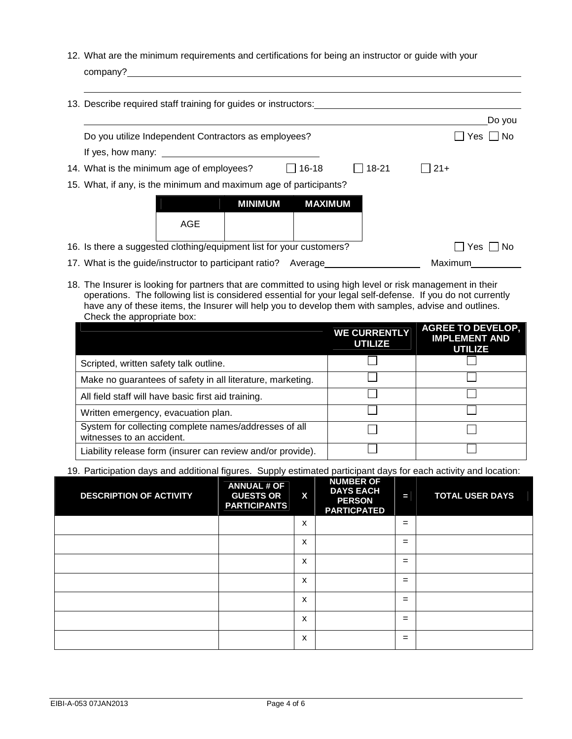12. What are the minimum requirements and certifications for being an instructor or guide with your company?\_\_\_\_\_\_\_\_\_\_\_\_\_\_\_\_\_\_\_\_\_\_\_\_\_\_\_\_\_\_\_\_\_\_\_\_\_\_\_\_\_\_\_\_\_\_\_\_\_\_\_\_\_\_\_\_\_\_\_\_\_\_\_\_

\_\_\_\_\_\_\_\_\_\_\_\_\_\_\_\_\_\_\_\_\_\_\_\_\_\_\_\_\_\_\_\_\_\_\_\_\_\_\_\_\_\_\_\_\_\_\_\_\_\_\_\_\_\_\_\_\_\_\_\_\_\_\_\_\_\_\_\_\_\_\_\_\_\_\_\_\_\_\_\_

13. Describe required staff training for guides or instructors:\_\_\_\_\_\_\_\_\_\_\_\_\_\_\_\_\_\_\_\_\_\_\_\_\_\_\_\_\_\_\_\_\_\_

\_\_\_\_\_\_\_\_\_\_\_\_\_\_\_\_\_\_\_\_\_\_\_\_\_\_\_\_\_\_\_\_\_\_\_\_\_\_\_\_\_\_\_\_\_\_\_\_\_\_\_\_\_\_\_\_\_\_\_\_\_\_\_\_\_\_\_\_\_\_\_\_\_\_\_\_\_\_Do you

Do you utilize Independent Contractors as employees? ☐ Yes ☐ No

If yes, how many: \_\_\_\_\_\_\_\_\_\_\_\_\_\_\_\_\_\_\_\_\_\_\_\_\_\_\_\_

14. What is the minimum age of employees? ☐ 16-18 ☐ 18-21 ☐ 21+

15. What, if any, is the minimum and maximum age of participants?

| | MINIMUM | MAXIMUM |
|---|---|---|
| AGE | | |

16. Is there a suggested clothing/equipment list for your customers? ☐ Yes ☐ No

17. What is the guide/instructor to participant ratio? Average\_\_\_\_\_\_\_\_\_\_\_\_\_\_\_\_\_\_ Maximum\_\_\_\_\_\_\_\_\_\_

18. The Insurer is looking for partners that are committed to using high level or risk management in their operations. The following list is considered essential for your legal self-defense. If you do not currently have any of these items, the Insurer will help you to develop them with samples, advise and outlines. Check the appropriate box:

| | WE CURRENTLY UTILIZE | AGREE TO DEVELOP, IMPLEMENT AND UTILIZE |
|---|---|---|
| Scripted, written safety talk outline. | ☐ | ☐ |
| Make no guarantees of safety in all literature, marketing. | ☐ | ☐ |
| All field staff will have basic first aid training. | ☐ | ☐ |
| Written emergency, evacuation plan. | ☐ | ☐ |
| System for collecting complete names/addresses of all witnesses to an accident. | ☐ | ☐ |
| Liability release form (insurer can review and/or provide). | ☐ | ☐ |

19. Participation days and additional figures. Supply estimated participant days for each activity and location:

| DESCRIPTION OF ACTIVITY | ANNUAL # OF GUESTS OR PARTICIPANTS | X | NUMBER OF DAYS EACH PERSON PARTICPATED | = | TOTAL USER DAYS |
|---|---|---|---|---|---|
| | | x | | = | |
| | | x | | = | |
| | | x | | = | |
| | | x | | = | |
| | | x | | = | |
| | | x | | = | |
| | | x | | = | |

EIBI-A-053 07JAN2013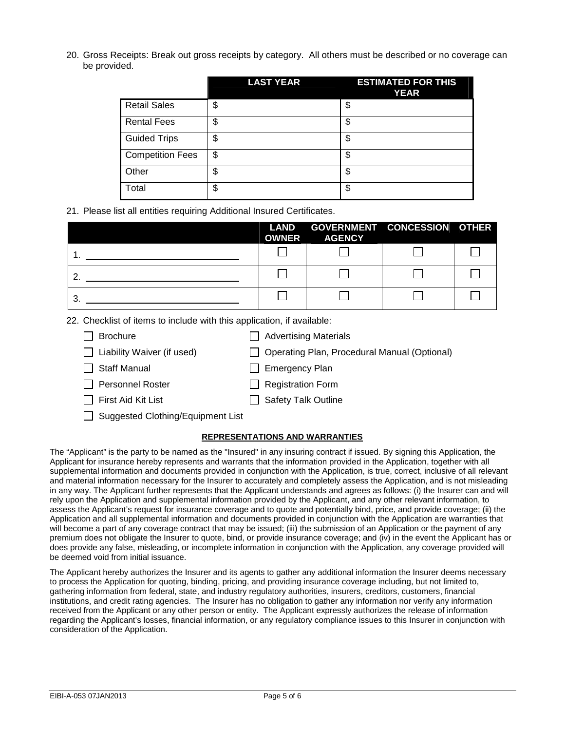20. Gross Receipts: Break out gross receipts by category. All others must be described or no coverage can be provided.

| | LAST YEAR | ESTIMATED FOR THIS YEAR |
|---|---|---|
| Retail Sales | $ | $ |
| Rental Fees | $ | $ |
| Guided Trips | $ | $ |
| Competition Fees | $ | $ |
| Other | $ | $ |
| Total | $ | $ |

21. Please list all entities requiring Additional Insured Certificates.

| | LAND OWNER | GOVERNMENT AGENCY | CONCESSION | OTHER |
|---|---|---|---|---|
| 1. ______________________________ | ☐ | ☐ | ☐ | ☐ |
| 2. ______________________________ | ☐ | ☐ | ☐ | ☐ |
| 3. ______________________________ | ☐ | ☐ | ☐ | ☐ |

22. Checklist of items to include with this application, if available:

- ☐ Brochure
- ☐ Advertising Materials
- ☐ Liability Waiver (if used)
- ☐ Operating Plan, Procedural Manual (Optional)
- ☐ Staff Manual
- ☐ Emergency Plan
- ☐ Personnel Roster
- ☐ Registration Form
- ☐ First Aid Kit List
- ☐ Safety Talk Outline
- ☐ Suggested Clothing/Equipment List

## REPRESENTATIONS AND WARRANTIES

The "Applicant" is the party to be named as the "Insured" in any insuring contract if issued. By signing this Application, the Applicant for insurance hereby represents and warrants that the information provided in the Application, together with all supplemental information and documents provided in conjunction with the Application, is true, correct, inclusive of all relevant and material information necessary for the Insurer to accurately and completely assess the Application, and is not misleading in any way. The Applicant further represents that the Applicant understands and agrees as follows: (i) the Insurer can and will rely upon the Application and supplemental information provided by the Applicant, and any other relevant information, to assess the Applicant's request for insurance coverage and to quote and potentially bind, price, and provide coverage; (ii) the Application and all supplemental information and documents provided in conjunction with the Application are warranties that will become a part of any coverage contract that may be issued; (iii) the submission of an Application or the payment of any premium does not obligate the Insurer to quote, bind, or provide insurance coverage; and (iv) in the event the Applicant has or does provide any false, misleading, or incomplete information in conjunction with the Application, any coverage provided will be deemed void from initial issuance.

The Applicant hereby authorizes the Insurer and its agents to gather any additional information the Insurer deems necessary to process the Application for quoting, binding, pricing, and providing insurance coverage including, but not limited to, gathering information from federal, state, and industry regulatory authorities, insurers, creditors, customers, financial institutions, and credit rating agencies. The Insurer has no obligation to gather any information nor verify any information received from the Applicant or any other person or entity. The Applicant expressly authorizes the release of information regarding the Applicant's losses, financial information, or any regulatory compliance issues to this Insurer in conjunction with consideration of the Application.

EIBI-A-053 07JAN2013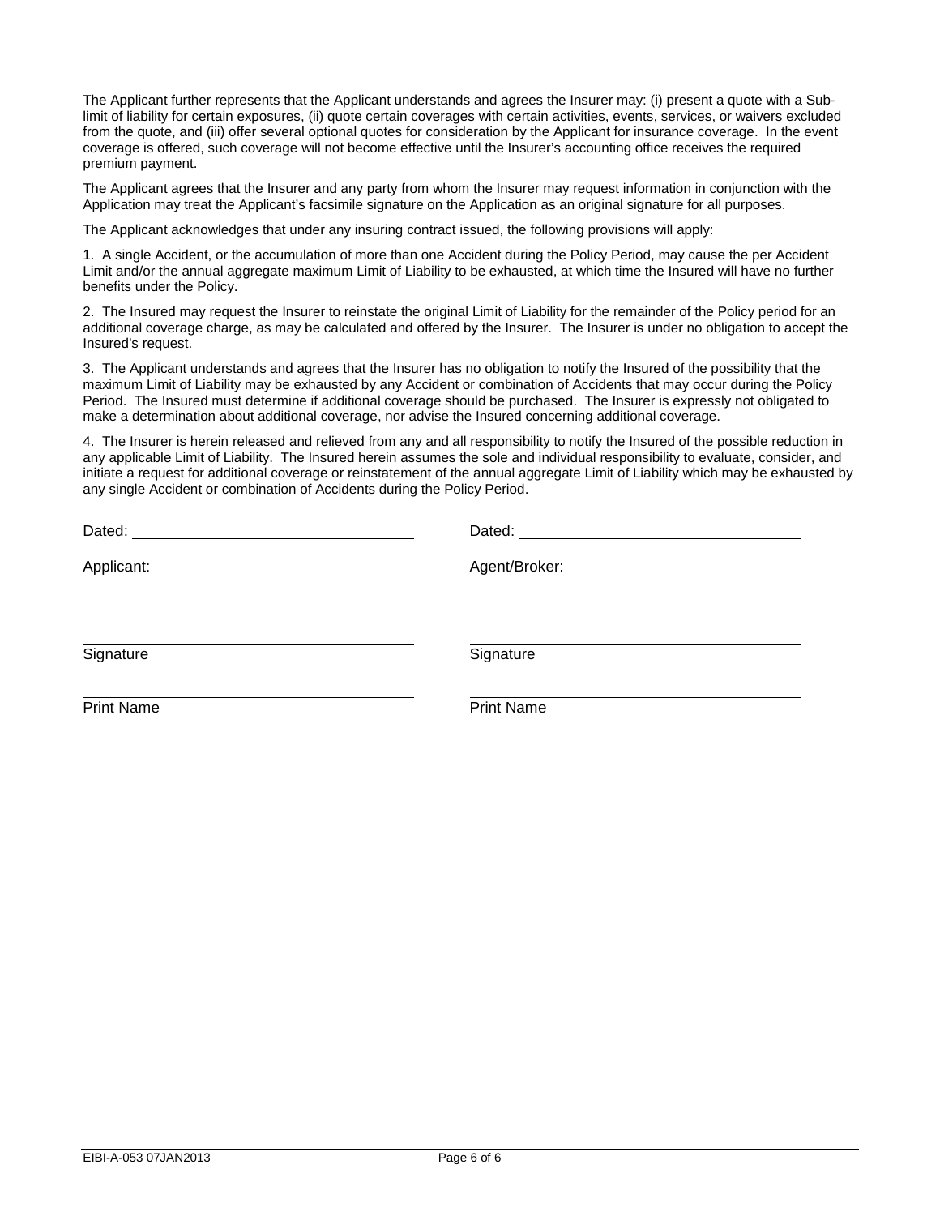The Applicant further represents that the Applicant understands and agrees the Insurer may: (i) present a quote with a Sub-limit of liability for certain exposures, (ii) quote certain coverages with certain activities, events, services, or waivers excluded from the quote, and (iii) offer several optional quotes for consideration by the Applicant for insurance coverage. In the event coverage is offered, such coverage will not become effective until the Insurer's accounting office receives the required premium payment.

The Applicant agrees that the Insurer and any party from whom the Insurer may request information in conjunction with the Application may treat the Applicant's facsimile signature on the Application as an original signature for all purposes.

The Applicant acknowledges that under any insuring contract issued, the following provisions will apply:

1. A single Accident, or the accumulation of more than one Accident during the Policy Period, may cause the per Accident Limit and/or the annual aggregate maximum Limit of Liability to be exhausted, at which time the Insured will have no further benefits under the Policy.

2. The Insured may request the Insurer to reinstate the original Limit of Liability for the remainder of the Policy period for an additional coverage charge, as may be calculated and offered by the Insurer. The Insurer is under no obligation to accept the Insured's request.

3. The Applicant understands and agrees that the Insurer has no obligation to notify the Insured of the possibility that the maximum Limit of Liability may be exhausted by any Accident or combination of Accidents that may occur during the Policy Period. The Insured must determine if additional coverage should be purchased. The Insurer is expressly not obligated to make a determination about additional coverage, nor advise the Insured concerning additional coverage.

4. The Insurer is herein released and relieved from any and all responsibility to notify the Insured of the possible reduction in any applicable Limit of Liability. The Insured herein assumes the sole and individual responsibility to evaluate, consider, and initiate a request for additional coverage or reinstatement of the annual aggregate Limit of Liability which may be exhausted by any single Accident or combination of Accidents during the Policy Period.

Dated: ______________________________

Applicant:

______________________________
Signature

______________________________
Print Name

Dated: ______________________________

Agent/Broker:

______________________________
Signature

______________________________
Print Name

EIBI-A-053 07JAN2013